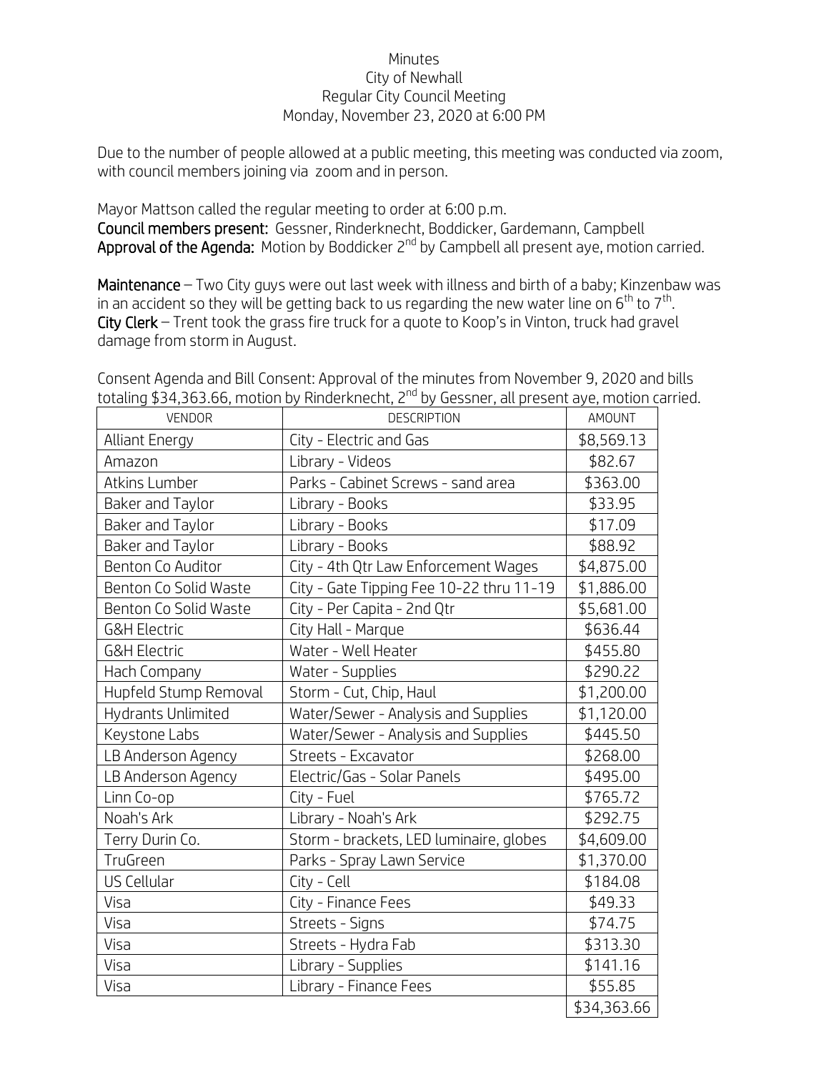Minutes
City of Newhall
Regular City Council Meeting
Monday, November 23, 2020 at 6:00 PM

Due to the number of people allowed at a public meeting, this meeting was conducted via zoom, with council members joining via zoom and in person.

Mayor Mattson called the regular meeting to order at 6:00 p.m.
**Council members present:** Gessner, Rinderknecht, Boddicker, Gardemann, Campbell
**Approval of the Agenda:** Motion by Boddicker 2nd by Campbell all present aye, motion carried.

**Maintenance** – Two City guys were out last week with illness and birth of a baby; Kinzenbaw was in an accident so they will be getting back to us regarding the new water line on 6th to 7th.
**City Clerk** – Trent took the grass fire truck for a quote to Koop's in Vinton, truck had gravel damage from storm in August.

Consent Agenda and Bill Consent: Approval of the minutes from November 9, 2020 and bills totaling $34,363.66, motion by Rinderknecht, 2nd by Gessner, all present aye, motion carried.

| VENDOR | DESCRIPTION | AMOUNT |
|---|---|---|
| Alliant Energy | City - Electric and Gas | $8,569.13 |
| Amazon | Library - Videos | $82.67 |
| Atkins Lumber | Parks - Cabinet Screws - sand area | $363.00 |
| Baker and Taylor | Library - Books | $33.95 |
| Baker and Taylor | Library - Books | $17.09 |
| Baker and Taylor | Library - Books | $88.92 |
| Benton Co Auditor | City - 4th Qtr Law Enforcement Wages | $4,875.00 |
| Benton Co Solid Waste | City - Gate Tipping Fee 10-22 thru 11-19 | $1,886.00 |
| Benton Co Solid Waste | City - Per Capita - 2nd Qtr | $5,681.00 |
| G&H Electric | City Hall - Marque | $636.44 |
| G&H Electric | Water - Well Heater | $455.80 |
| Hach Company | Water - Supplies | $290.22 |
| Hupfeld Stump Removal | Storm - Cut, Chip, Haul | $1,200.00 |
| Hydrants Unlimited | Water/Sewer - Analysis and Supplies | $1,120.00 |
| Keystone Labs | Water/Sewer - Analysis and Supplies | $445.50 |
| LB Anderson Agency | Streets - Excavator | $268.00 |
| LB Anderson Agency | Electric/Gas - Solar Panels | $495.00 |
| Linn Co-op | City - Fuel | $765.72 |
| Noah's Ark | Library - Noah's Ark | $292.75 |
| Terry Durin Co. | Storm - brackets, LED luminaire, globes | $4,609.00 |
| TruGreen | Parks - Spray Lawn Service | $1,370.00 |
| US Cellular | City - Cell | $184.08 |
| Visa | City - Finance Fees | $49.33 |
| Visa | Streets - Signs | $74.75 |
| Visa | Streets - Hydra Fab | $313.30 |
| Visa | Library - Supplies | $141.16 |
| Visa | Library - Finance Fees | $55.85 |
| | | $34,363.66 |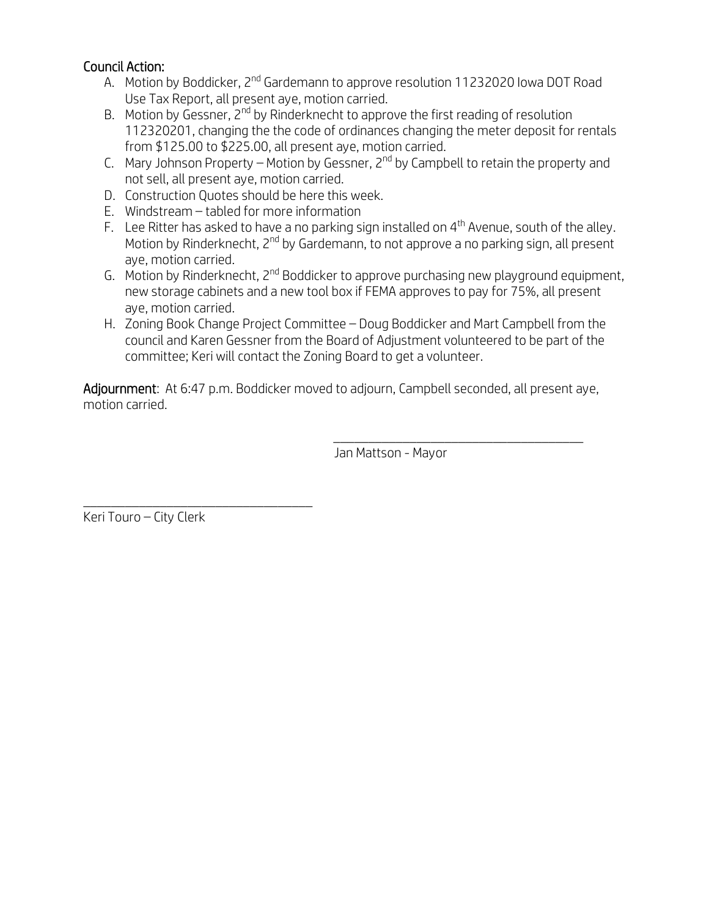**Council Action:**

A. Motion by Boddicker, 2nd Gardemann to approve resolution 11232020 Iowa DOT Road Use Tax Report, all present aye, motion carried.
B. Motion by Gessner, 2nd by Rinderknecht to approve the first reading of resolution 112320201, changing the the code of ordinances changing the meter deposit for rentals from $125.00 to $225.00, all present aye, motion carried.
C. Mary Johnson Property – Motion by Gessner, 2nd by Campbell to retain the property and not sell, all present aye, motion carried.
D. Construction Quotes should be here this week.
E. Windstream – tabled for more information
F. Lee Ritter has asked to have a no parking sign installed on 4th Avenue, south of the alley. Motion by Rinderknecht, 2nd by Gardemann, to not approve a no parking sign, all present aye, motion carried.
G. Motion by Rinderknecht, 2nd Boddicker to approve purchasing new playground equipment, new storage cabinets and a new tool box if FEMA approves to pay for 75%, all present aye, motion carried.
H. Zoning Book Change Project Committee – Doug Boddicker and Mart Campbell from the council and Karen Gessner from the Board of Adjustment volunteered to be part of the committee; Keri will contact the Zoning Board to get a volunteer.

**Adjournment**: At 6:47 p.m. Boddicker moved to adjourn, Campbell seconded, all present aye, motion carried.

\_\_\_\_\_\_\_\_\_\_\_\_\_\_\_\_\_\_\_\_\_\_\_\_\_\_\_\_\_\_\_\_\_\_\_\_\_\_\_\_
Jan Mattson - Mayor

\_\_\_\_\_\_\_\_\_\_\_\_\_\_\_\_\_\_\_\_\_\_\_\_\_\_\_\_\_\_\_\_\_\_\_\_\_\_\_\_
Keri Touro – City Clerk